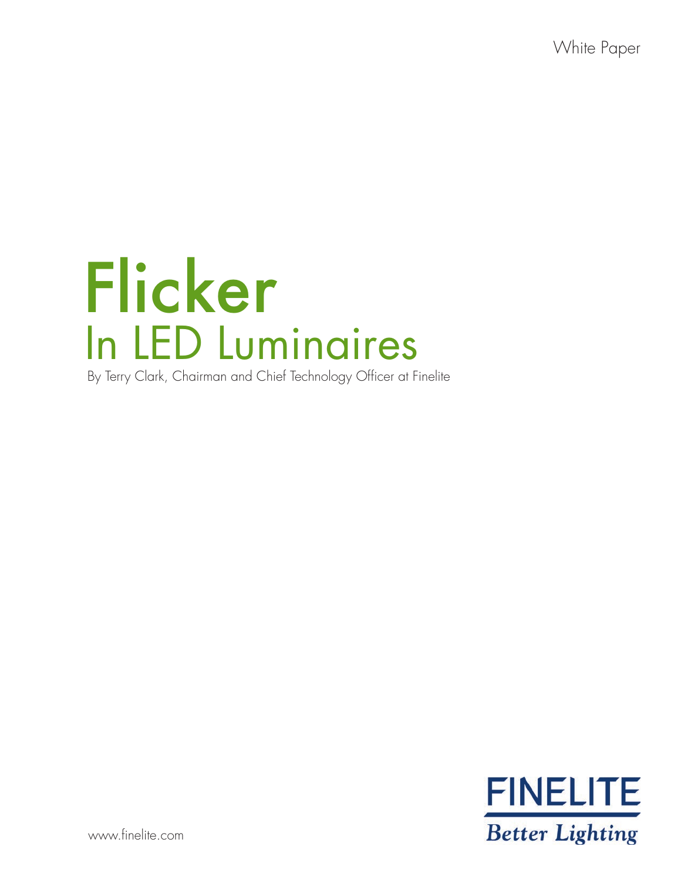White Paper

# Flicker

## In LED Luminaires

By Terry Clark, Chairman and Chief Technology Officer at Finelite

FINELITE

*Better Lighting*

www.finelite.com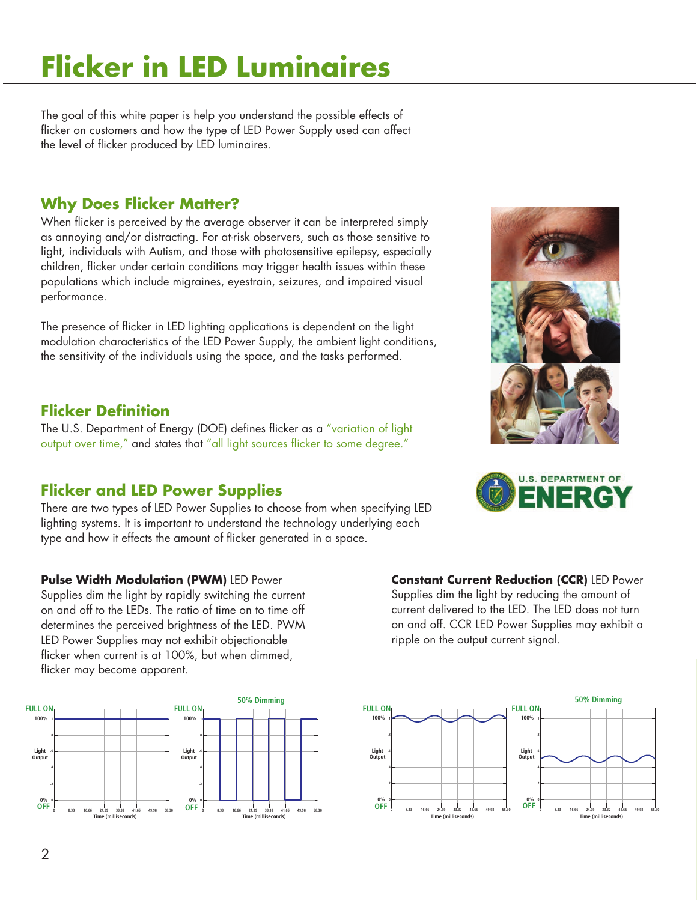# Flicker in LED Luminaires

The goal of this white paper is help you understand the possible effects of flicker on customers and how the type of LED Power Supply used can affect the level of flicker produced by LED luminaires.

## Why Does Flicker Matter?

When flicker is perceived by the average observer it can be interpreted simply as annoying and/or distracting. For at-risk observers, such as those sensitive to light, individuals with Autism, and those with photosensitive epilepsy, especially children, flicker under certain conditions may trigger health issues within these populations which include migraines, eyestrain, seizures, and impaired visual performance.

The presence of flicker in LED lighting applications is dependent on the light modulation characteristics of the LED Power Supply, the ambient light conditions, the sensitivity of the individuals using the space, and the tasks performed.

## Flicker Definition

The U.S. Department of Energy (DOE) defines flicker as a "variation of light output over time," and states that "all light sources flicker to some degree."

## Flicker and LED Power Supplies

There are two types of LED Power Supplies to choose from when specifying LED lighting systems. It is important to understand the technology underlying each type and how it effects the amount of flicker generated in a space.

**Pulse Width Modulation (PWM)** LED Power Supplies dim the light by rapidly switching the current on and off to the LEDs. The ratio of time on to time off determines the perceived brightness of the LED. PWM LED Power Supplies may not exhibit objectionable flicker when current is at 100%, but when dimmed, flicker may become apparent.

**Constant Current Reduction (CCR)** LED Power Supplies dim the light by reducing the amount of current delivered to the LED. The LED does not turn on and off. CCR LED Power Supplies may exhibit a ripple on the output current signal.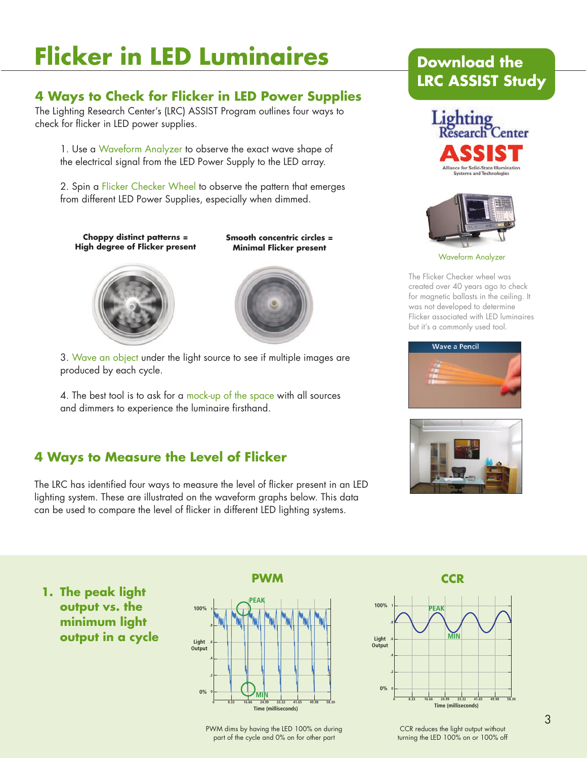# Flicker in LED Luminaires

## 4 Ways to Check for Flicker in LED Power Supplies

The Lighting Research Center's (LRC) ASSIST Program outlines four ways to check for flicker in LED power supplies.

1. Use a Waveform Analyzer to observe the exact wave shape of the electrical signal from the LED Power Supply to the LED array.

2. Spin a Flicker Checker Wheel to observe the pattern that emerges from different LED Power Supplies, especially when dimmed.

**Choppy distinct patterns = High degree of Flicker present**

**Smooth concentric circles = Minimal Flicker present**

3. Wave an object under the light source to see if multiple images are produced by each cycle.

4. The best tool is to ask for a mock-up of the space with all sources and dimmers to experience the luminaire firsthand.

## 4 Ways to Measure the Level of Flicker

The LRC has identified four ways to measure the level of flicker present in an LED lighting system. These are illustrated on the waveform graphs below. This data can be used to compare the level of flicker in different LED lighting systems.

**Download the LRC ASSIST Study**

Lighting Research Center

ASSIST

Alliance for Solid-State Illumination Systems and Technologies

Waveform Analyzer

The Flicker Checker wheel was created over 40 years ago to check for magnetic ballasts in the ceiling. It was not developed to determine Flicker associated with LED luminaires but it's a commonly used tool.

Wave a Pencil

### 1. The peak light output vs. the minimum light output in a cycle

**PWM**

PWM dims by having the LED 100% on during part of the cycle and 0% on for other part

**CCR**

CCR reduces the light output without turning the LED 100% on or 100% off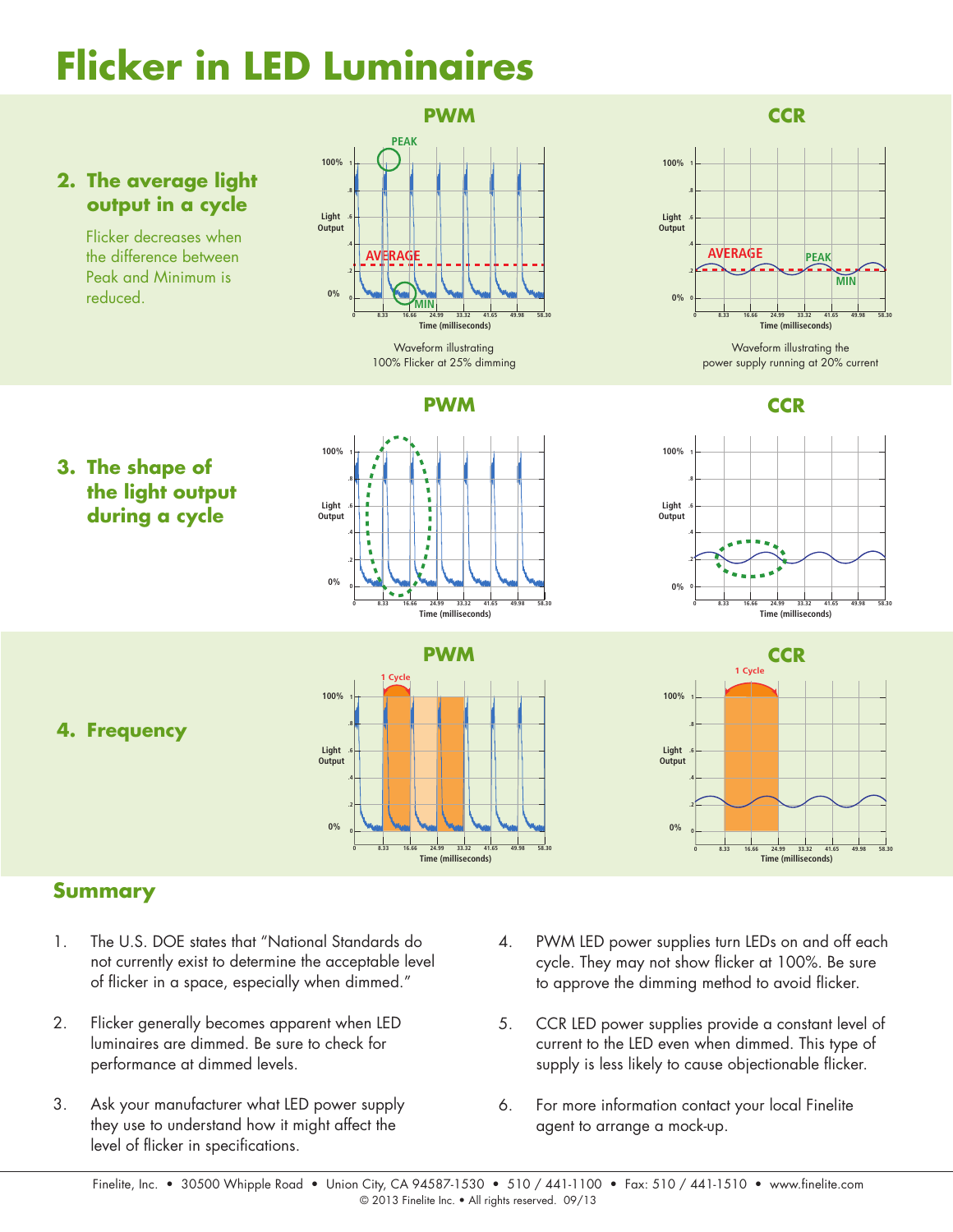# Flicker in LED Luminaires

## 2. The average light output in a cycle

Flicker decreases when the difference between Peak and Minimum is reduced.

**PWM**

PEAK
100% 1
.8
Light Output .6
.4
AVERAGE
.2
0% 0
MIN
0 8.33 16.66 24.99 33.32 41.65 49.98 58.30
Time (milliseconds)

Waveform illustrating 100% Flicker at 25% dimming

**CCR**

100% 1
.8
Light Output .6
.4
AVERAGE
PEAK
.2
MIN
0% 0
0 8.33 16.66 24.99 33.32 41.65 49.98 58.30
Time (milliseconds)

Waveform illustrating the power supply running at 20% current

## 3. The shape of the light output during a cycle

**PWM**

100% 1
.8
Light Output .6
.4
.2
0% 0
0 8.33 16.66 24.99 33.32 41.65 49.98 58.30
Time (milliseconds)

**CCR**

100% 1
.8
Light Output .6
.4
.2
0% 0
0 8.33 16.66 24.99 33.32 41.65 49.98 58.30
Time (milliseconds)

## 4. Frequency

**PWM**

1 Cycle
100% 1
.8
Light Output .6
.4
.2
0% 0
0 8.33 16.66 24.99 33.32 41.65 49.98 58.30
Time (milliseconds)

**CCR**

1 Cycle
100% 1
.8
Light Output .6
.4
.2
0% 0
0 8.33 16.66 24.99 33.32 41.65 49.98 58.30
Time (milliseconds)

## Summary

1. The U.S. DOE states that "National Standards do not currently exist to determine the acceptable level of flicker in a space, especially when dimmed."

2. Flicker generally becomes apparent when LED luminaires are dimmed. Be sure to check for performance at dimmed levels.

3. Ask your manufacturer what LED power supply they use to understand how it might affect the level of flicker in specifications.

4. PWM LED power supplies turn LEDs on and off each cycle. They may not show flicker at 100%. Be sure to approve the dimming method to avoid flicker.

5. CCR LED power supplies provide a constant level of current to the LED even when dimmed. This type of supply is less likely to cause objectionable flicker.

6. For more information contact your local Finelite agent to arrange a mock-up.

Finelite, Inc. • 30500 Whipple Road • Union City, CA 94587-1530 • 510 / 441-1100 • Fax: 510 / 441-1510 • www.finelite.com
© 2013 Finelite Inc. • All rights reserved. 09/13